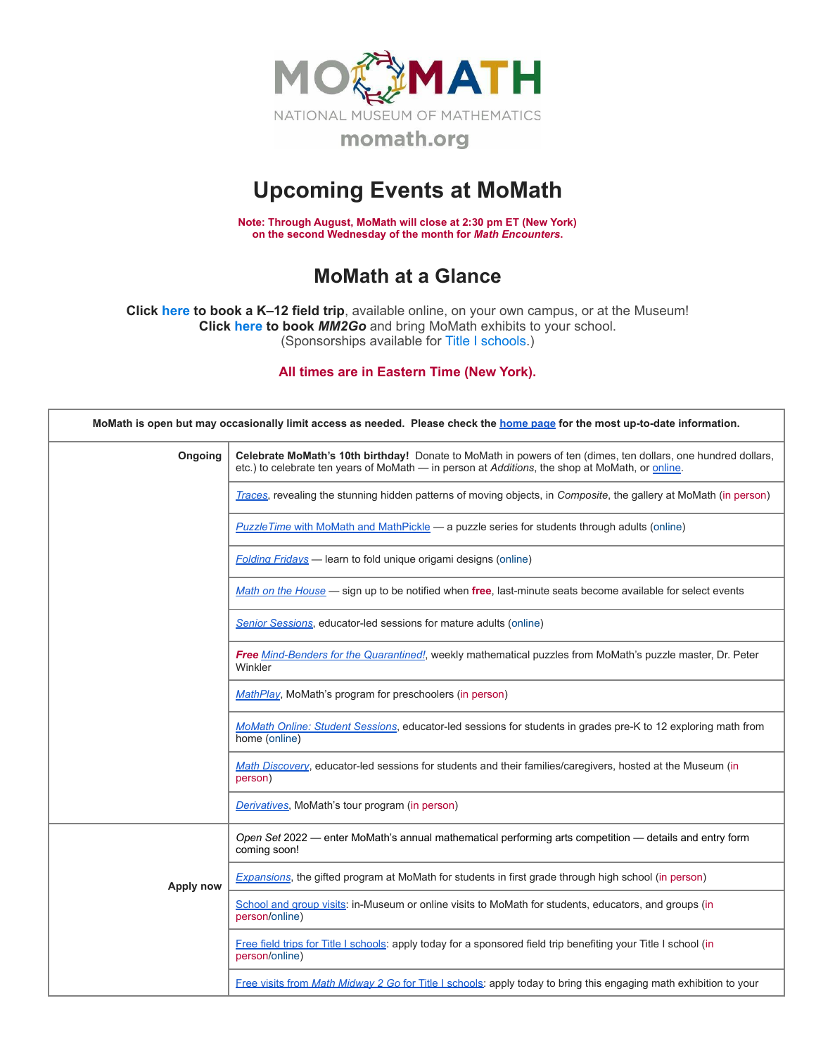MoMath
NATIONAL MUSEUM OF MATHEMATICS
momath.org

# Upcoming Events at MoMath

**Note: Through August, MoMath will close at 2:30 pm ET (New York) on the second Wednesday of the month for *Math Encounters*.**

## MoMath at a Glance

**Click here to book a K–12 field trip**, available online, on your own campus, or at the Museum!
**Click here to book *MM2Go*** and bring MoMath exhibits to your school.
(Sponsorships available for Title I schools.)

**All times are in Eastern Time (New York).**

| **MoMath is open but may occasionally limit access as needed. Please check the home page for the most up-to-date information.** | |
|---|---|
| **Ongoing** | **Celebrate MoMath's 10th birthday!** Donate to MoMath in powers of ten (dimes, ten dollars, one hundred dollars, etc.) to celebrate ten years of MoMath — in person at *Additions*, the shop at MoMath, or online. |
| | *Traces*, revealing the stunning hidden patterns of moving objects, in *Composite*, the gallery at MoMath (in person) |
| | *PuzzleTime with MoMath and MathPickle* — a puzzle series for students through adults (online) |
| | *Folding Fridays* — learn to fold unique origami designs (online) |
| | *Math on the House* — sign up to be notified when **free**, last-minute seats become available for select events |
| | *Senior Sessions*, educator-led sessions for mature adults (online) |
| | ***Free*** *Mind-Benders for the Quarantined!*, weekly mathematical puzzles from MoMath's puzzle master, Dr. Peter Winkler |
| | *MathPlay*, MoMath's program for preschoolers (in person) |
| | *MoMath Online: Student Sessions*, educator-led sessions for students in grades pre-K to 12 exploring math from home (online) |
| | *Math Discovery*, educator-led sessions for students and their families/caregivers, hosted at the Museum (in person) |
| | *Derivatives*, MoMath's tour program (in person) |
| **Apply now** | *Open Set* 2022 — enter MoMath's annual mathematical performing arts competition — details and entry form coming soon! |
| | *Expansions*, the gifted program at MoMath for students in first grade through high school (in person) |
| | School and group visits: in-Museum or online visits to MoMath for students, educators, and groups (in person/online) |
| | Free field trips for Title I schools: apply today for a sponsored field trip benefiting your Title I school (in person/online) |
| | Free visits from *Math Midway 2 Go* for Title I schools: apply today to bring this engaging math exhibition to your |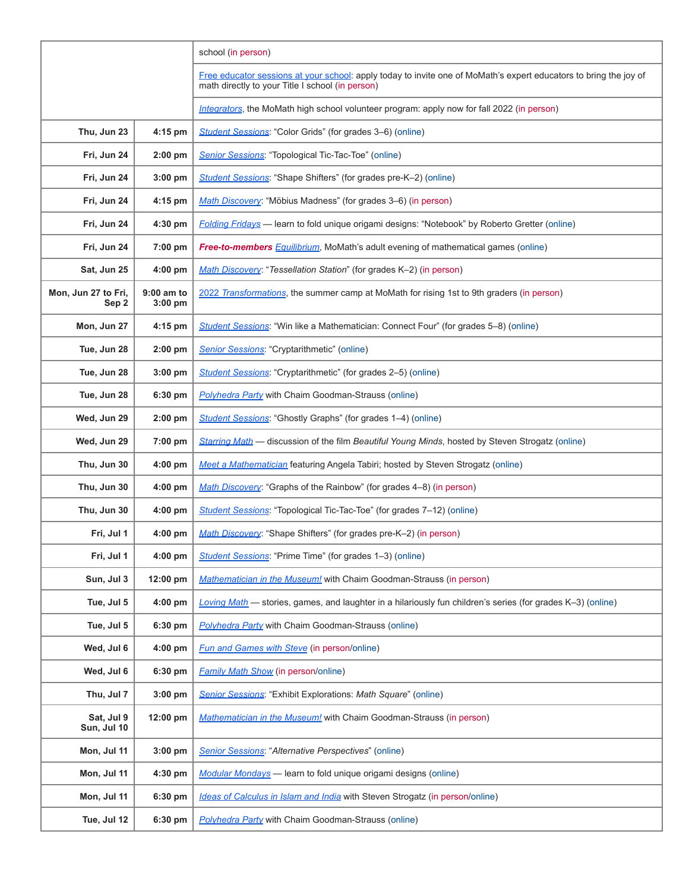| | | |
|---|---|---|
| | | school (in person) |
| | | Free educator sessions at your school: apply today to invite one of MoMath's expert educators to bring the joy of math directly to your Title I school (in person) |
| | | *Integrators*, the MoMath high school volunteer program: apply now for fall 2022 (in person) |
| **Thu, Jun 23** | **4:15 pm** | *Student Sessions*: "Color Grids" (for grades 3–6) (online) |
| **Fri, Jun 24** | **2:00 pm** | *Senior Sessions*: "Topological Tic-Tac-Toe" (online) |
| **Fri, Jun 24** | **3:00 pm** | *Student Sessions*: "Shape Shifters" (for grades pre-K–2) (online) |
| **Fri, Jun 24** | **4:15 pm** | *Math Discovery*: "Möbius Madness" (for grades 3–6) (in person) |
| **Fri, Jun 24** | **4:30 pm** | *Folding Fridays* — learn to fold unique origami designs: "Notebook" by Roberto Gretter (online) |
| **Fri, Jun 24** | **7:00 pm** | ***Free-to-members*** *Equilibrium*, MoMath's adult evening of mathematical games (online) |
| **Sat, Jun 25** | **4:00 pm** | *Math Discovery*: "*Tessellation Station*" (for grades K–2) (in person) |
| **Mon, Jun 27 to Fri, Sep 2** | **9:00 am to 3:00 pm** | *2022 Transformations*, the summer camp at MoMath for rising 1st to 9th graders (in person) |
| **Mon, Jun 27** | **4:15 pm** | *Student Sessions*: "Win like a Mathematician: Connect Four" (for grades 5–8) (online) |
| **Tue, Jun 28** | **2:00 pm** | *Senior Sessions*: "Cryptarithmetic" (online) |
| **Tue, Jun 28** | **3:00 pm** | *Student Sessions*: "Cryptarithmetic" (for grades 2–5) (online) |
| **Tue, Jun 28** | **6:30 pm** | *Polyhedra Party* with Chaim Goodman-Strauss (online) |
| **Wed, Jun 29** | **2:00 pm** | *Student Sessions*: "Ghostly Graphs" (for grades 1–4) (online) |
| **Wed, Jun 29** | **7:00 pm** | *Starring Math* — discussion of the film *Beautiful Young Minds*, hosted by Steven Strogatz (online) |
| **Thu, Jun 30** | **4:00 pm** | *Meet a Mathematician* featuring Angela Tabiri; hosted by Steven Strogatz (online) |
| **Thu, Jun 30** | **4:00 pm** | *Math Discovery*: "Graphs of the Rainbow" (for grades 4–8) (in person) |
| **Thu, Jun 30** | **4:00 pm** | *Student Sessions*: "Topological Tic-Tac-Toe" (for grades 7–12) (online) |
| **Fri, Jul 1** | **4:00 pm** | *Math Discovery*: "Shape Shifters" (for grades pre-K–2) (in person) |
| **Fri, Jul 1** | **4:00 pm** | *Student Sessions*: "Prime Time" (for grades 1–3) (online) |
| **Sun, Jul 3** | **12:00 pm** | *Mathematician in the Museum!* with Chaim Goodman-Strauss (in person) |
| **Tue, Jul 5** | **4:00 pm** | *Loving Math* — stories, games, and laughter in a hilariously fun children's series (for grades K–3) (online) |
| **Tue, Jul 5** | **6:30 pm** | *Polyhedra Party* with Chaim Goodman-Strauss (online) |
| **Wed, Jul 6** | **4:00 pm** | *Fun and Games with Steve* (in person/online) |
| **Wed, Jul 6** | **6:30 pm** | *Family Math Show* (in person/online) |
| **Thu, Jul 7** | **3:00 pm** | *Senior Sessions*: "Exhibit Explorations: *Math Square*" (online) |
| **Sat, Jul 9 Sun, Jul 10** | **12:00 pm** | *Mathematician in the Museum!* with Chaim Goodman-Strauss (in person) |
| **Mon, Jul 11** | **3:00 pm** | *Senior Sessions*: "*Alternative Perspectives*" (online) |
| **Mon, Jul 11** | **4:30 pm** | *Modular Mondays* — learn to fold unique origami designs (online) |
| **Mon, Jul 11** | **6:30 pm** | *Ideas of Calculus in Islam and India* with Steven Strogatz (in person/online) |
| **Tue, Jul 12** | **6:30 pm** | *Polyhedra Party* with Chaim Goodman-Strauss (online) |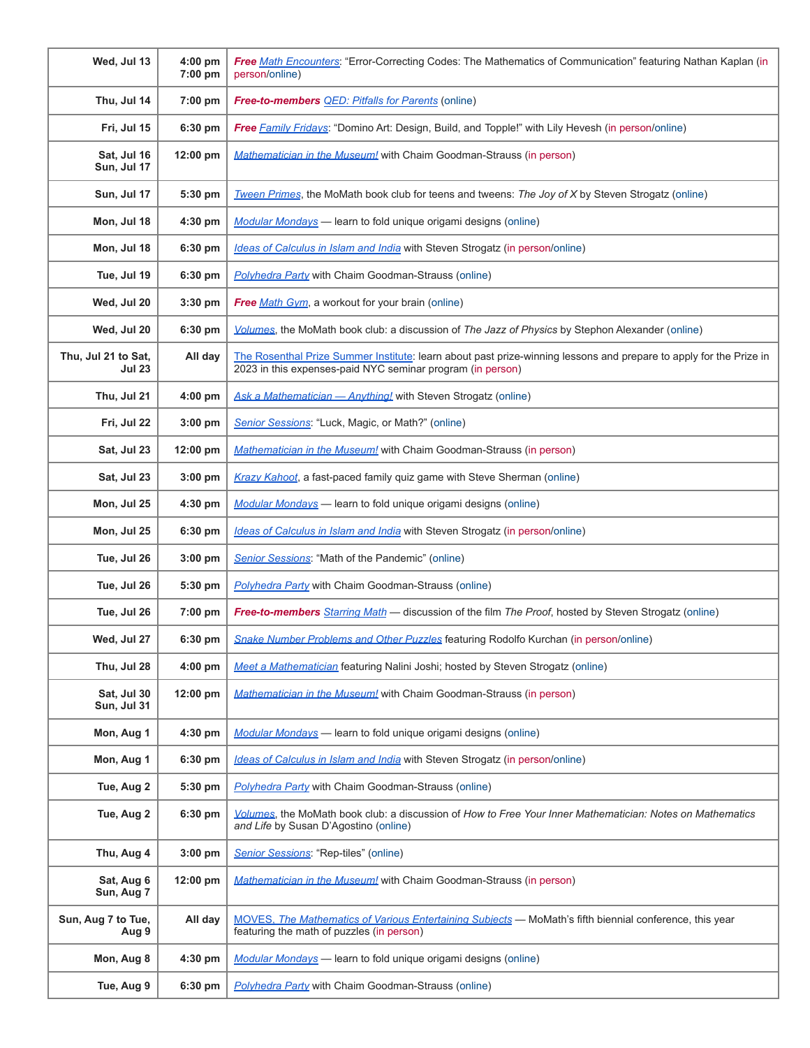| | | |
|---|---|---|
| Wed, Jul 13 | 4:00 pm 7:00 pm | ***Free*** *Math Encounters*: "Error-Correcting Codes: The Mathematics of Communication" featuring Nathan Kaplan (in person/online) |
| Thu, Jul 14 | 7:00 pm | ***Free-to-members*** *QED: Pitfalls for Parents* (online) |
| Fri, Jul 15 | 6:30 pm | ***Free*** *Family Fridays*: "Domino Art: Design, Build, and Topple!" with Lily Hevesh (in person/online) |
| Sat, Jul 16 Sun, Jul 17 | 12:00 pm | *Mathematician in the Museum!* with Chaim Goodman-Strauss (in person) |
| Sun, Jul 17 | 5:30 pm | *Tween Primes*, the MoMath book club for teens and tweens: *The Joy of X* by Steven Strogatz (online) |
| Mon, Jul 18 | 4:30 pm | *Modular Mondays* — learn to fold unique origami designs (online) |
| Mon, Jul 18 | 6:30 pm | *Ideas of Calculus in Islam and India* with Steven Strogatz (in person/online) |
| Tue, Jul 19 | 6:30 pm | *Polyhedra Party* with Chaim Goodman-Strauss (online) |
| Wed, Jul 20 | 3:30 pm | ***Free*** *Math Gym*, a workout for your brain (online) |
| Wed, Jul 20 | 6:30 pm | *Volumes*, the MoMath book club: a discussion of *The Jazz of Physics* by Stephon Alexander (online) |
| Thu, Jul 21 to Sat, Jul 23 | All day | The Rosenthal Prize Summer Institute: learn about past prize-winning lessons and prepare to apply for the Prize in 2023 in this expenses-paid NYC seminar program (in person) |
| Thu, Jul 21 | 4:00 pm | *Ask a Mathematician — Anything!* with Steven Strogatz (online) |
| Fri, Jul 22 | 3:00 pm | *Senior Sessions*: "Luck, Magic, or Math?" (online) |
| Sat, Jul 23 | 12:00 pm | *Mathematician in the Museum!* with Chaim Goodman-Strauss (in person) |
| Sat, Jul 23 | 3:00 pm | *Krazy Kahoot*, a fast-paced family quiz game with Steve Sherman (online) |
| Mon, Jul 25 | 4:30 pm | *Modular Mondays* — learn to fold unique origami designs (online) |
| Mon, Jul 25 | 6:30 pm | *Ideas of Calculus in Islam and India* with Steven Strogatz (in person/online) |
| Tue, Jul 26 | 3:00 pm | *Senior Sessions*: "Math of the Pandemic" (online) |
| Tue, Jul 26 | 5:30 pm | *Polyhedra Party* with Chaim Goodman-Strauss (online) |
| Tue, Jul 26 | 7:00 pm | ***Free-to-members*** *Starring Math* — discussion of the film *The Proof*, hosted by Steven Strogatz (online) |
| Wed, Jul 27 | 6:30 pm | *Snake Number Problems and Other Puzzles* featuring Rodolfo Kurchan (in person/online) |
| Thu, Jul 28 | 4:00 pm | *Meet a Mathematician* featuring Nalini Joshi; hosted by Steven Strogatz (online) |
| Sat, Jul 30 Sun, Jul 31 | 12:00 pm | *Mathematician in the Museum!* with Chaim Goodman-Strauss (in person) |
| Mon, Aug 1 | 4:30 pm | *Modular Mondays* — learn to fold unique origami designs (online) |
| Mon, Aug 1 | 6:30 pm | *Ideas of Calculus in Islam and India* with Steven Strogatz (in person/online) |
| Tue, Aug 2 | 5:30 pm | *Polyhedra Party* with Chaim Goodman-Strauss (online) |
| Tue, Aug 2 | 6:30 pm | *Volumes*, the MoMath book club: a discussion of *How to Free Your Inner Mathematician: Notes on Mathematics and Life* by Susan D'Agostino (online) |
| Thu, Aug 4 | 3:00 pm | *Senior Sessions*: "Rep-tiles" (online) |
| Sat, Aug 6 Sun, Aug 7 | 12:00 pm | *Mathematician in the Museum!* with Chaim Goodman-Strauss (in person) |
| Sun, Aug 7 to Tue, Aug 9 | All day | MOVES, *The Mathematics of Various Entertaining Subjects* — MoMath's fifth biennial conference, this year featuring the math of puzzles (in person) |
| Mon, Aug 8 | 4:30 pm | *Modular Mondays* — learn to fold unique origami designs (online) |
| Tue, Aug 9 | 6:30 pm | *Polyhedra Party* with Chaim Goodman-Strauss (online) |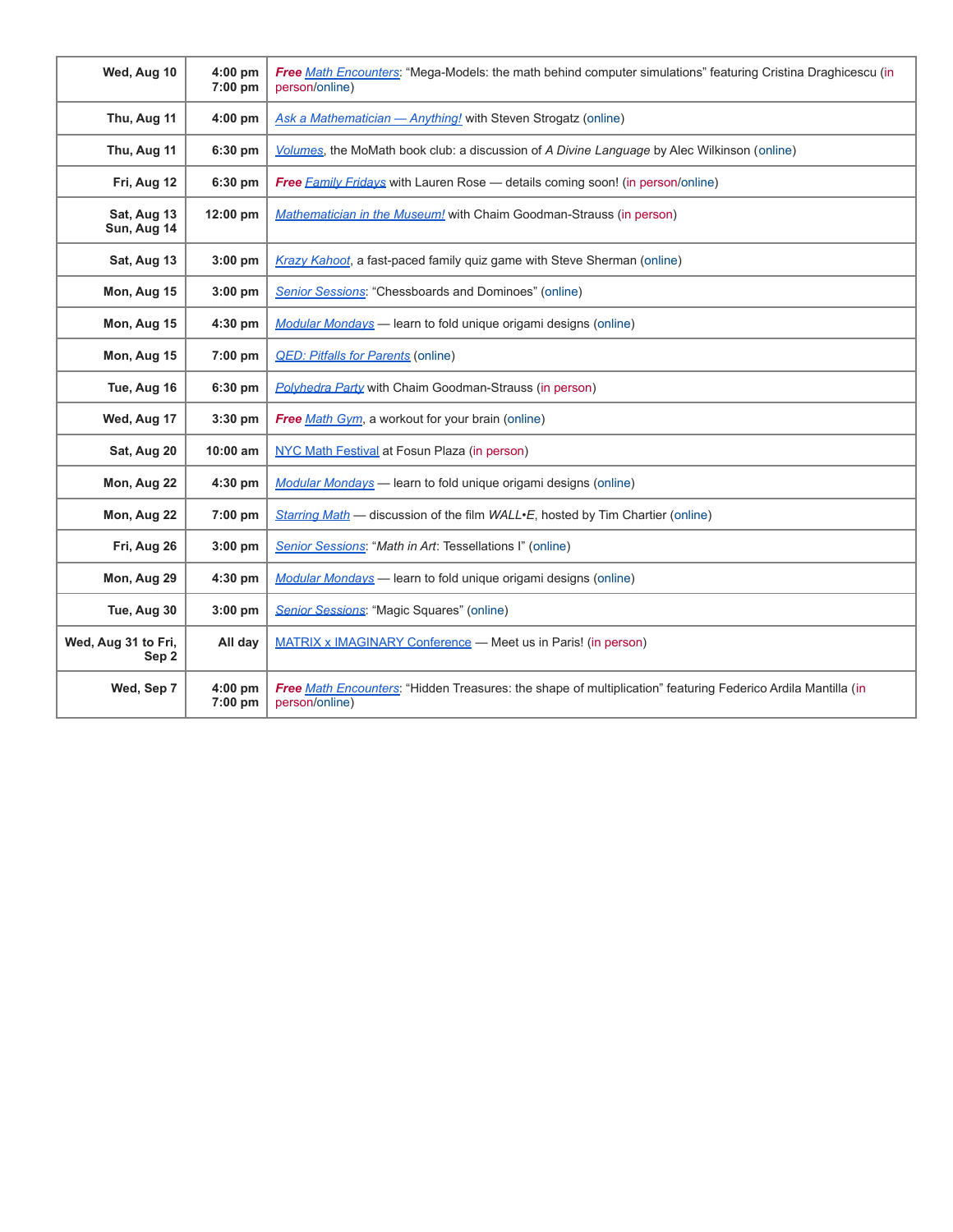| | | |
|---|---|---|
| **Wed, Aug 10** | **4:00 pm**<br>**7:00 pm** | ***Free*** *Math Encounters*: "Mega-Models: the math behind computer simulations" featuring Cristina Draghicescu (in person/online) |
| **Thu, Aug 11** | **4:00 pm** | *Ask a Mathematician — Anything!* with Steven Strogatz (online) |
| **Thu, Aug 11** | **6:30 pm** | *Volumes*, the MoMath book club: a discussion of *A Divine Language* by Alec Wilkinson (online) |
| **Fri, Aug 12** | **6:30 pm** | ***Free*** *Family Fridays* with Lauren Rose — details coming soon! (in person/online) |
| **Sat, Aug 13**<br>**Sun, Aug 14** | **12:00 pm** | *Mathematician in the Museum!* with Chaim Goodman-Strauss (in person) |
| **Sat, Aug 13** | **3:00 pm** | *Krazy Kahoot*, a fast-paced family quiz game with Steve Sherman (online) |
| **Mon, Aug 15** | **3:00 pm** | *Senior Sessions*: "Chessboards and Dominoes" (online) |
| **Mon, Aug 15** | **4:30 pm** | *Modular Mondays* — learn to fold unique origami designs (online) |
| **Mon, Aug 15** | **7:00 pm** | *QED: Pitfalls for Parents* (online) |
| **Tue, Aug 16** | **6:30 pm** | *Polyhedra Party* with Chaim Goodman-Strauss (in person) |
| **Wed, Aug 17** | **3:30 pm** | ***Free*** *Math Gym*, a workout for your brain (online) |
| **Sat, Aug 20** | **10:00 am** | NYC Math Festival at Fosun Plaza (in person) |
| **Mon, Aug 22** | **4:30 pm** | *Modular Mondays* — learn to fold unique origami designs (online) |
| **Mon, Aug 22** | **7:00 pm** | *Starring Math* — discussion of the film *WALL•E*, hosted by Tim Chartier (online) |
| **Fri, Aug 26** | **3:00 pm** | *Senior Sessions*: "*Math in Art*: Tessellations I" (online) |
| **Mon, Aug 29** | **4:30 pm** | *Modular Mondays* — learn to fold unique origami designs (online) |
| **Tue, Aug 30** | **3:00 pm** | *Senior Sessions*: "Magic Squares" (online) |
| **Wed, Aug 31 to Fri, Sep 2** | **All day** | MATRIX x IMAGINARY Conference — Meet us in Paris! (in person) |
| **Wed, Sep 7** | **4:00 pm**<br>**7:00 pm** | ***Free*** *Math Encounters*: "Hidden Treasures: the shape of multiplication" featuring Federico Ardila Mantilla (in person/online) |